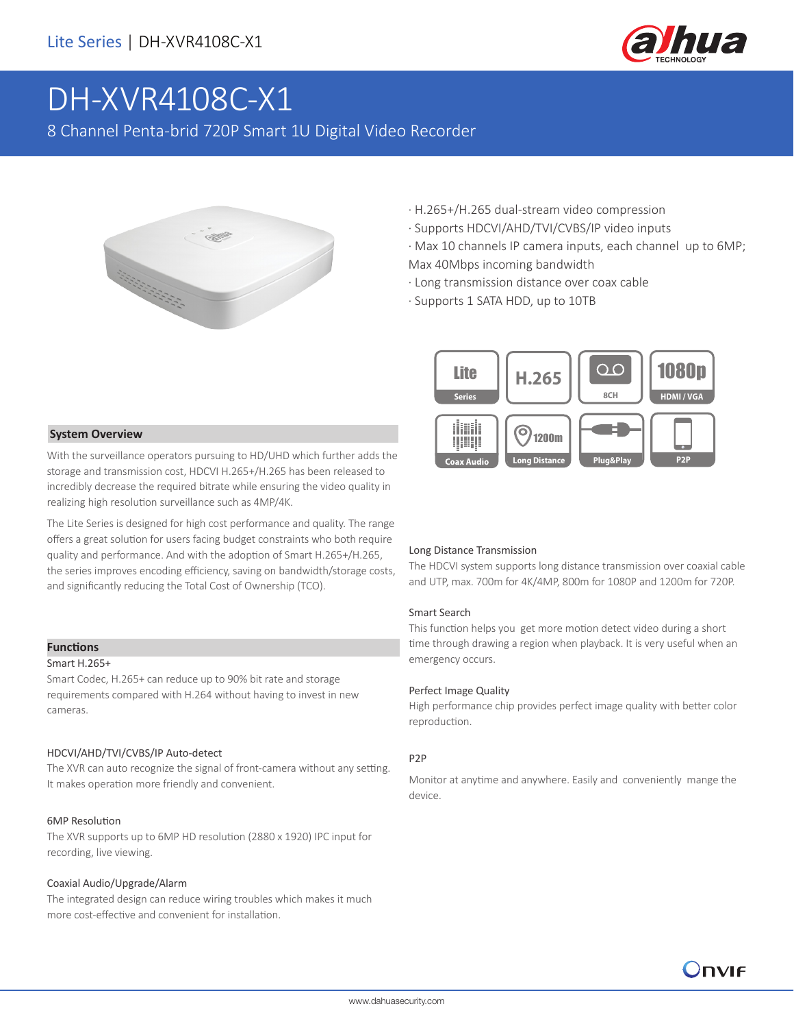Lite Series | DH-XVR4108C-X1

# DH-XVR4108C-X1

8 Channel Penta-brid 720P Smart 1U Digital Video Recorder

· H.265+/H.265 dual-stream video compression
· Supports HDCVI/AHD/TVI/CVBS/IP video inputs
· Max 10 channels IP camera inputs, each channel up to 6MP; Max 40Mbps incoming bandwidth
· Long transmission distance over coax cable
· Supports 1 SATA HDD, up to 10TB

## System Overview

With the surveillance operators pursuing to HD/UHD which further adds the storage and transmission cost, HDCVI H.265+/H.265 has been released to incredibly decrease the required bitrate while ensuring the video quality in realizing high resolution surveillance such as 4MP/4K.

The Lite Series is designed for high cost performance and quality. The range offers a great solution for users facing budget constraints who both require quality and performance. And with the adoption of Smart H.265+/H.265, the series improves encoding efficiency, saving on bandwidth/storage costs, and significantly reducing the Total Cost of Ownership (TCO).

## Functions

### Smart H.265+

Smart Codec, H.265+ can reduce up to 90% bit rate and storage requirements compared with H.264 without having to invest in new cameras.

### HDCVI/AHD/TVI/CVBS/IP Auto-detect

The XVR can auto recognize the signal of front-camera without any setting. It makes operation more friendly and convenient.

### 6MP Resolution

The XVR supports up to 6MP HD resolution (2880 x 1920) IPC input for recording, live viewing.

### Coaxial Audio/Upgrade/Alarm

The integrated design can reduce wiring troubles which makes it much more cost-effective and convenient for installation.

### Long Distance Transmission

The HDCVI system supports long distance transmission over coaxial cable and UTP, max. 700m for 4K/4MP, 800m for 1080P and 1200m for 720P.

### Smart Search

This function helps you get more motion detect video during a short time through drawing a region when playback. It is very useful when an emergency occurs.

### Perfect Image Quality

High performance chip provides perfect image quality with better color reproduction.

### P2P

Monitor at anytime and anywhere. Easily and conveniently mange the device.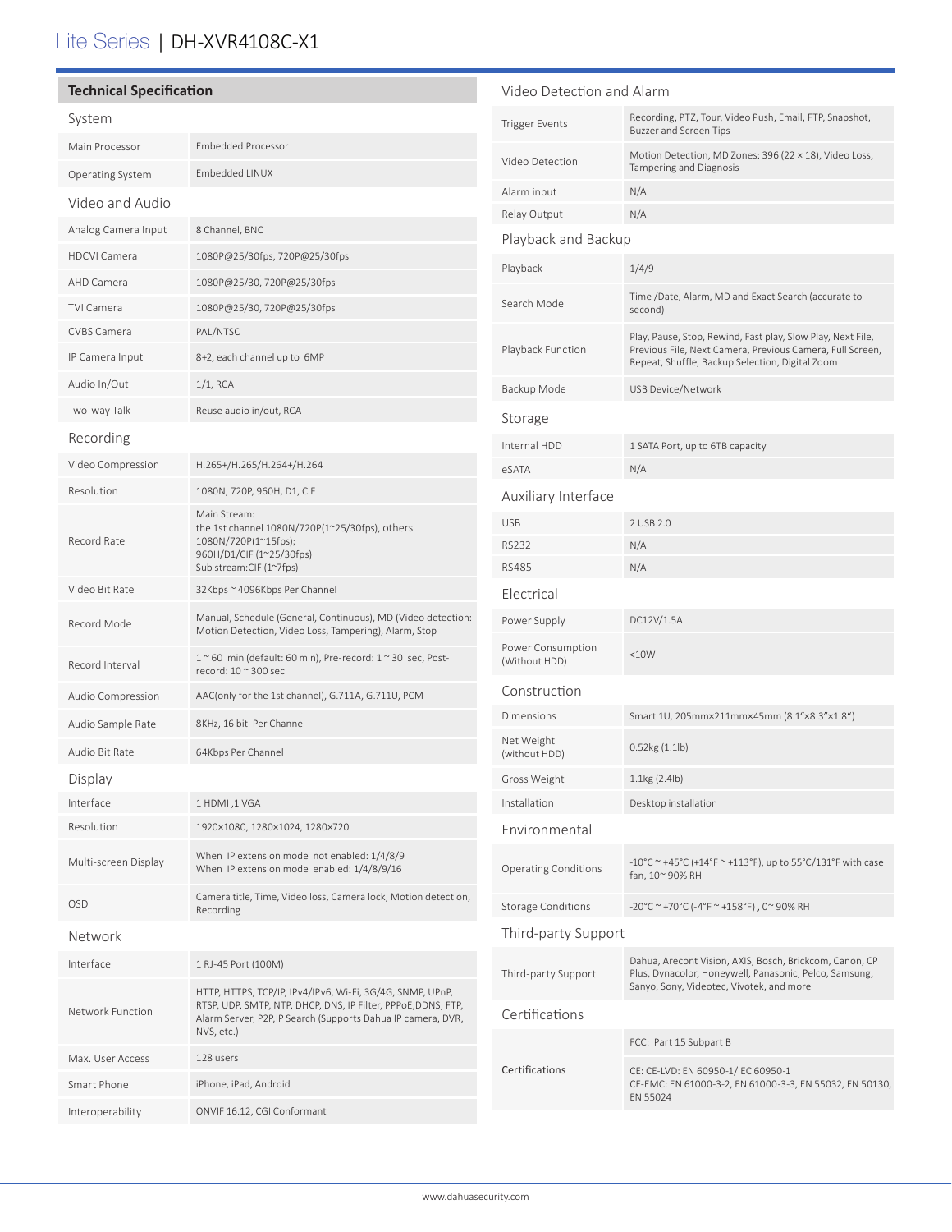# Lite Series | DH-XVR4108C-X1

## Technical Specification

### System

| | |
|---|---|
| Main Processor | Embedded Processor |
| Operating System | Embedded LINUX |

### Video and Audio

| | |
|---|---|
| Analog Camera Input | 8 Channel, BNC |
| HDCVI Camera | 1080P@25/30fps, 720P@25/30fps |
| AHD Camera | 1080P@25/30, 720P@25/30fps |
| TVI Camera | 1080P@25/30, 720P@25/30fps |
| CVBS Camera | PAL/NTSC |
| IP Camera Input | 8+2, each channel up to 6MP |
| Audio In/Out | 1/1, RCA |
| Two-way Talk | Reuse audio in/out, RCA |

### Recording

| | |
|---|---|
| Video Compression | H.265+/H.265/H.264+/H.264 |
| Resolution | 1080N, 720P, 960H, D1, CIF |
| Record Rate | Main Stream:<br>the 1st channel 1080N/720P(1~25/30fps), others 1080N/720P(1~15fps);<br>960H/D1/CIF (1~25/30fps)<br>Sub stream:CIF (1~7fps) |
| Video Bit Rate | 32Kbps ~ 4096Kbps Per Channel |
| Record Mode | Manual, Schedule (General, Continuous), MD (Video detection: Motion Detection, Video Loss, Tampering), Alarm, Stop |
| Record Interval | 1 ~ 60 min (default: 60 min), Pre-record: 1 ~ 30 sec, Post-record: 10 ~ 300 sec |
| Audio Compression | AAC(only for the 1st channel), G.711A, G.711U, PCM |
| Audio Sample Rate | 8KHz, 16 bit Per Channel |
| Audio Bit Rate | 64Kbps Per Channel |

### Display

| | |
|---|---|
| Interface | 1 HDMI ,1 VGA |
| Resolution | 1920×1080, 1280×1024, 1280×720 |
| Multi-screen Display | When IP extension mode not enabled: 1/4/8/9<br>When IP extension mode enabled: 1/4/8/9/16 |
| OSD | Camera title, Time, Video loss, Camera lock, Motion detection, Recording |

### Network

| | |
|---|---|
| Interface | 1 RJ-45 Port (100M) |
| Network Function | HTTP, HTTPS, TCP/IP, IPv4/IPv6, Wi-Fi, 3G/4G, SNMP, UPnP, RTSP, UDP, SMTP, NTP, DHCP, DNS, IP Filter, PPPoE,DDNS, FTP, Alarm Server, P2P,IP Search (Supports Dahua IP camera, DVR, NVS, etc.) |
| Max. User Access | 128 users |
| Smart Phone | iPhone, iPad, Android |
| Interoperability | ONVIF 16.12, CGI Conformant |

### Video Detection and Alarm

| | |
|---|---|
| Trigger Events | Recording, PTZ, Tour, Video Push, Email, FTP, Snapshot, Buzzer and Screen Tips |
| Video Detection | Motion Detection, MD Zones: 396 (22 × 18), Video Loss, Tampering and Diagnosis |
| Alarm input | N/A |
| Relay Output | N/A |

### Playback and Backup

| | |
|---|---|
| Playback | 1/4/9 |
| Search Mode | Time /Date, Alarm, MD and Exact Search (accurate to second) |
| Playback Function | Play, Pause, Stop, Rewind, Fast play, Slow Play, Next File, Previous File, Next Camera, Previous Camera, Full Screen, Repeat, Shuffle, Backup Selection, Digital Zoom |
| Backup Mode | USB Device/Network |

### Storage

| | |
|---|---|
| Internal HDD | 1 SATA Port, up to 6TB capacity |
| eSATA | N/A |

### Auxiliary Interface

| | |
|---|---|
| USB | 2 USB 2.0 |
| RS232 | N/A |
| RS485 | N/A |

### Electrical

| | |
|---|---|
| Power Supply | DC12V/1.5A |
| Power Consumption (Without HDD) | <10W |

### Construction

| | |
|---|---|
| Dimensions | Smart 1U, 205mm×211mm×45mm (8.1"×8.3"×1.8") |
| Net Weight (without HDD) | 0.52kg (1.1lb) |
| Gross Weight | 1.1kg (2.4lb) |
| Installation | Desktop installation |

### Environmental

| | |
|---|---|
| Operating Conditions | -10°C ~ +45°C (+14°F ~ +113°F), up to 55°C/131°F with case fan, 10~ 90% RH |
| Storage Conditions | -20°C ~ +70°C (-4°F ~ +158°F) , 0~ 90% RH |

### Third-party Support

| | |
|---|---|
| Third-party Support | Dahua, Arecont Vision, AXIS, Bosch, Brickcom, Canon, CP Plus, Dynacolor, Honeywell, Panasonic, Pelco, Samsung, Sanyo, Sony, Videotec, Vivotek, and more |

### Certifications

| | |
|---|---|
| Certifications | FCC: Part 15 Subpart B |
| | CE: CE-LVD: EN 60950-1/IEC 60950-1<br>CE-EMC: EN 61000-3-2, EN 61000-3-3, EN 55032, EN 50130, EN 55024 |

www.dahuasecurity.com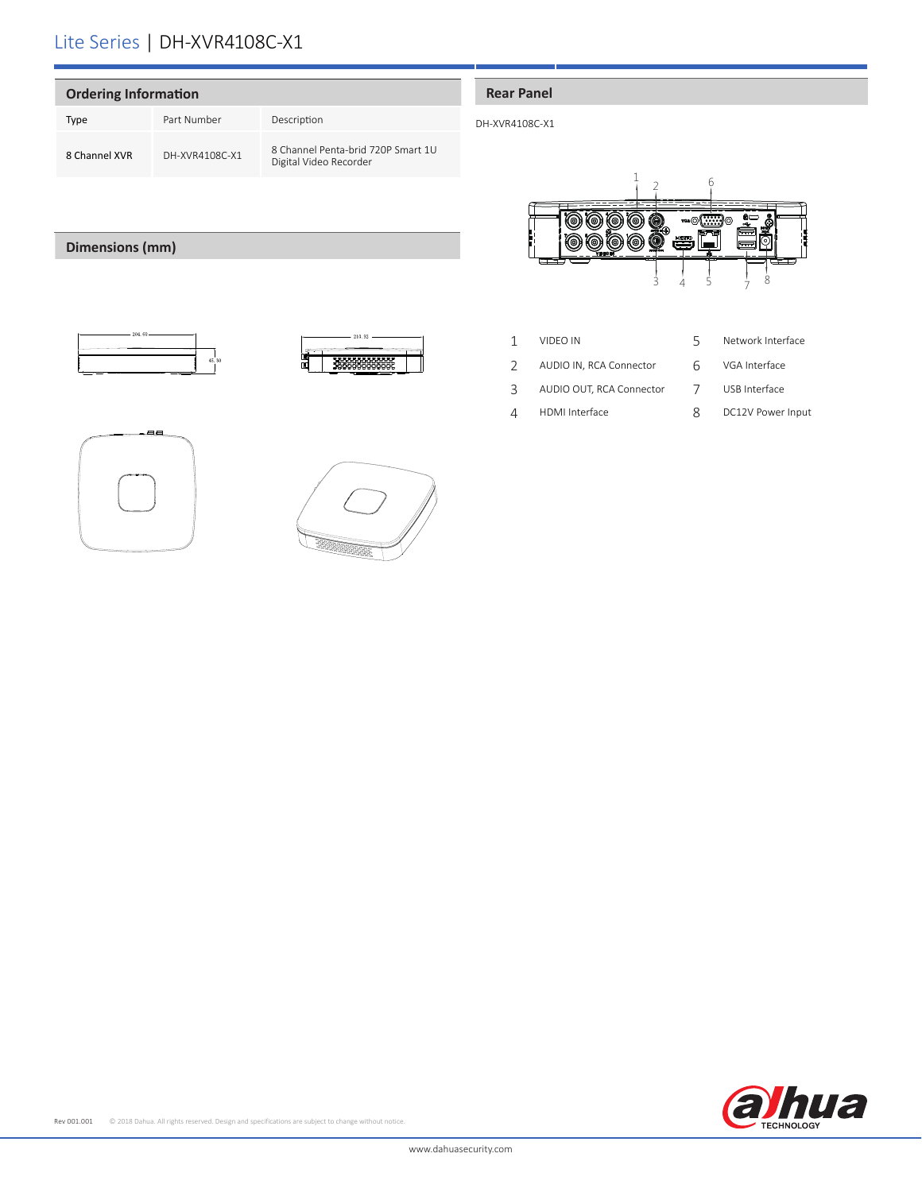## Ordering Information

| Type | Part Number | Description |
| --- | --- | --- |
| 8 Channel XVR | DH-XVR4108C-X1 | 8 Channel Penta-brid 720P Smart 1U Digital Video Recorder |

## Dimensions (mm)

204.60

46.30

210.92

## Rear Panel

DH-XVR4108C-X1

| | | | |
| --- | --- | --- | --- |
| 1 | VIDEO IN | 5 | Network Interface |
| 2 | AUDIO IN, RCA Connector | 6 | VGA Interface |
| 3 | AUDIO OUT, RCA Connector | 7 | USB Interface |
| 4 | HDMI Interface | 8 | DC12V Power Input |

Rev 001.001 © 2018 Dahua. All rights reserved. Design and specifications are subject to change without notice.

www.dahuasecurity.com